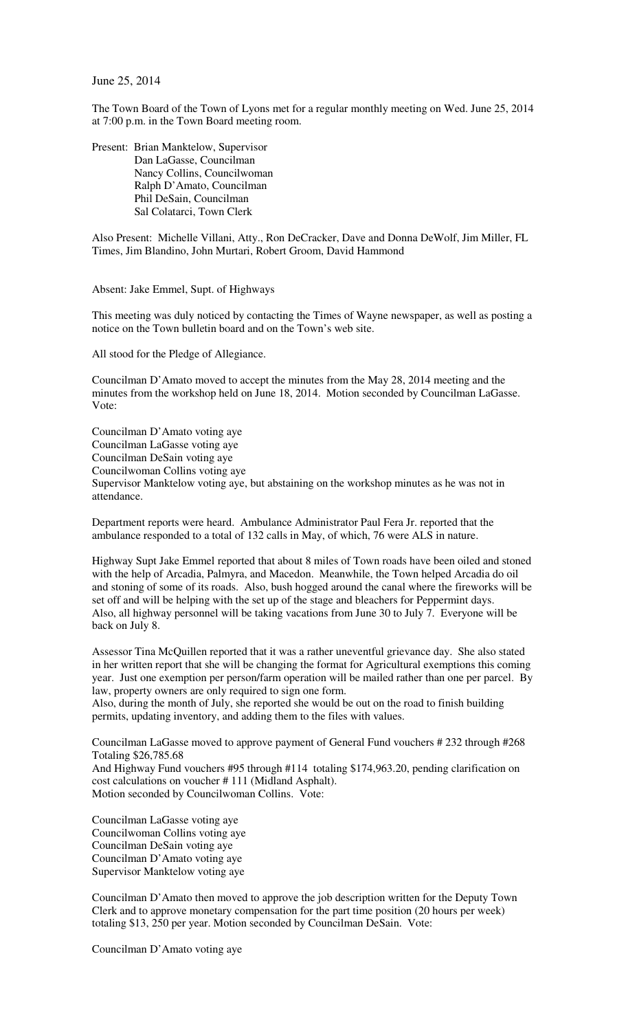June 25, 2014

The Town Board of the Town of Lyons met for a regular monthly meeting on Wed. June 25, 2014 at 7:00 p.m. in the Town Board meeting room.

Present: Brian Manktelow, Supervisor
Dan LaGasse, Councilman
Nancy Collins, Councilwoman
Ralph D'Amato, Councilman
Phil DeSain, Councilman
Sal Colatarci, Town Clerk

Also Present: Michelle Villani, Atty., Ron DeCracker, Dave and Donna DeWolf, Jim Miller, FL Times, Jim Blandino, John Murtari, Robert Groom, David Hammond

Absent: Jake Emmel, Supt. of Highways

This meeting was duly noticed by contacting the Times of Wayne newspaper, as well as posting a notice on the Town bulletin board and on the Town's web site.

All stood for the Pledge of Allegiance.

Councilman D'Amato moved to accept the minutes from the May 28, 2014 meeting and the minutes from the workshop held on June 18, 2014. Motion seconded by Councilman LaGasse. Vote:

Councilman D'Amato voting aye
Councilman LaGasse voting aye
Councilman DeSain voting aye
Councilwoman Collins voting aye
Supervisor Manktelow voting aye, but abstaining on the workshop minutes as he was not in attendance.

Department reports were heard. Ambulance Administrator Paul Fera Jr. reported that the ambulance responded to a total of 132 calls in May, of which, 76 were ALS in nature.

Highway Supt Jake Emmel reported that about 8 miles of Town roads have been oiled and stoned with the help of Arcadia, Palmyra, and Macedon. Meanwhile, the Town helped Arcadia do oil and stoning of some of its roads. Also, bush hogged around the canal where the fireworks will be set off and will be helping with the set up of the stage and bleachers for Peppermint days. Also, all highway personnel will be taking vacations from June 30 to July 7. Everyone will be back on July 8.

Assessor Tina McQuillen reported that it was a rather uneventful grievance day. She also stated in her written report that she will be changing the format for Agricultural exemptions this coming year. Just one exemption per person/farm operation will be mailed rather than one per parcel. By law, property owners are only required to sign one form.
Also, during the month of July, she reported she would be out on the road to finish building permits, updating inventory, and adding them to the files with values.

Councilman LaGasse moved to approve payment of General Fund vouchers # 232 through #268 Totaling $26,785.68
And Highway Fund vouchers #95 through #114 totaling $174,963.20, pending clarification on cost calculations on voucher # 111 (Midland Asphalt).
Motion seconded by Councilwoman Collins. Vote:

Councilman LaGasse voting aye
Councilwoman Collins voting aye
Councilman DeSain voting aye
Councilman D'Amato voting aye
Supervisor Manktelow voting aye

Councilman D'Amato then moved to approve the job description written for the Deputy Town Clerk and to approve monetary compensation for the part time position (20 hours per week) totaling $13, 250 per year. Motion seconded by Councilman DeSain. Vote:

Councilman D'Amato voting aye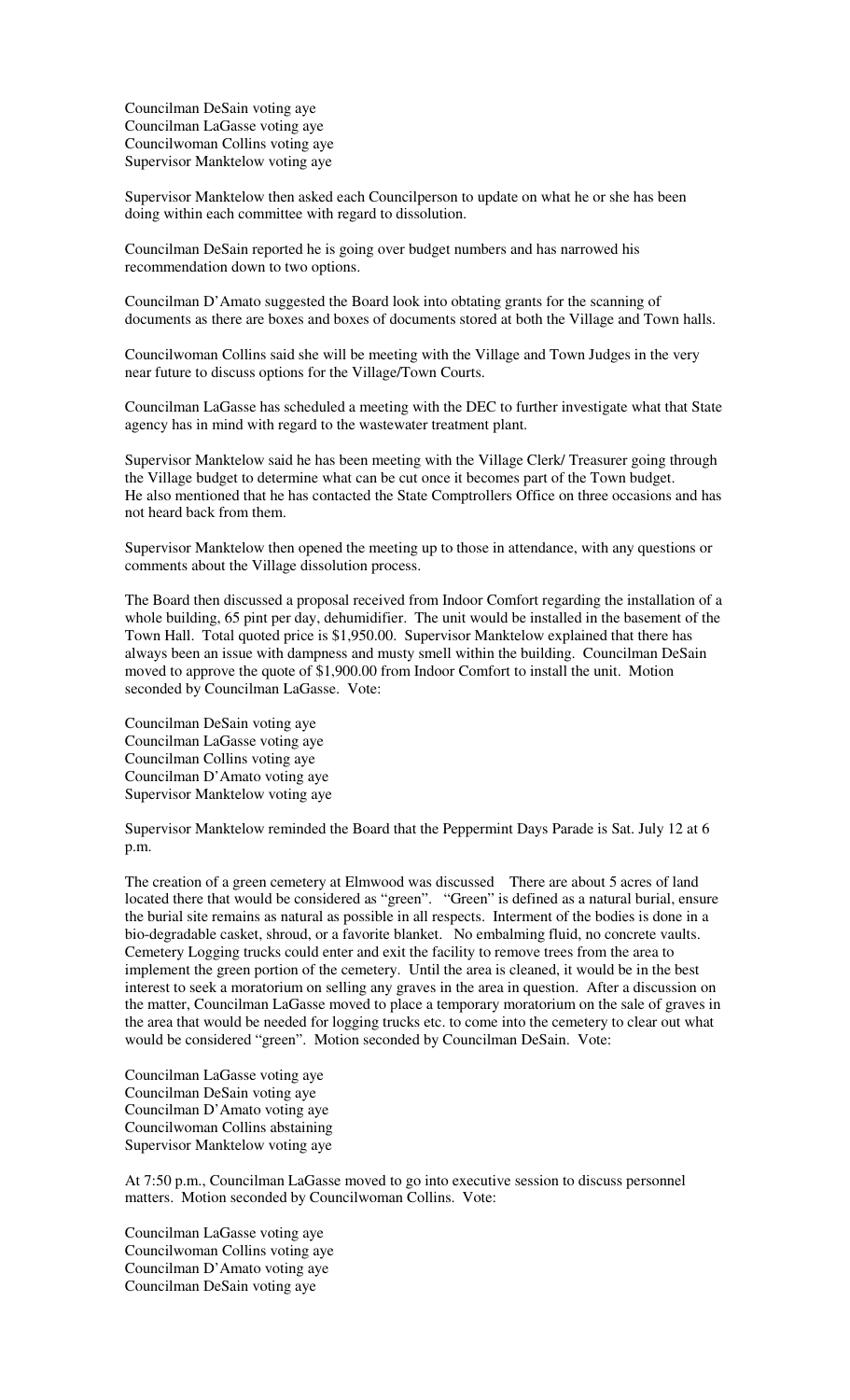Councilman DeSain voting aye
Councilman LaGasse voting aye
Councilwoman Collins voting aye
Supervisor Manktelow voting aye

Supervisor Manktelow then asked each Councilperson to update on what he or she has been doing within each committee with regard to dissolution.

Councilman DeSain reported he is going over budget numbers and has narrowed his recommendation down to two options.

Councilman D'Amato suggested the Board look into obtating grants for the scanning of documents as there are boxes and boxes of documents stored at both the Village and Town halls.

Councilwoman Collins said she will be meeting with the Village and Town Judges in the very near future to discuss options for the Village/Town Courts.

Councilman LaGasse has scheduled a meeting with the DEC to further investigate what that State agency has in mind with regard to the wastewater treatment plant.

Supervisor Manktelow said he has been meeting with the Village Clerk/ Treasurer going through the Village budget to determine what can be cut once it becomes part of the Town budget. He also mentioned that he has contacted the State Comptrollers Office on three occasions and has not heard back from them.

Supervisor Manktelow then opened the meeting up to those in attendance, with any questions or comments about the Village dissolution process.

The Board then discussed a proposal received from Indoor Comfort regarding the installation of a whole building, 65 pint per day, dehumidifier. The unit would be installed in the basement of the Town Hall. Total quoted price is $1,950.00. Supervisor Manktelow explained that there has always been an issue with dampness and musty smell within the building. Councilman DeSain moved to approve the quote of $1,900.00 from Indoor Comfort to install the unit. Motion seconded by Councilman LaGasse. Vote:

Councilman DeSain voting aye
Councilman LaGasse voting aye
Councilman Collins voting aye
Councilman D'Amato voting aye
Supervisor Manktelow voting aye

Supervisor Manktelow reminded the Board that the Peppermint Days Parade is Sat. July 12 at 6 p.m.

The creation of a green cemetery at Elmwood was discussed There are about 5 acres of land located there that would be considered as "green". "Green" is defined as a natural burial, ensure the burial site remains as natural as possible in all respects. Interment of the bodies is done in a bio-degradable casket, shroud, or a favorite blanket. No embalming fluid, no concrete vaults. Cemetery Logging trucks could enter and exit the facility to remove trees from the area to implement the green portion of the cemetery. Until the area is cleaned, it would be in the best interest to seek a moratorium on selling any graves in the area in question. After a discussion on the matter, Councilman LaGasse moved to place a temporary moratorium on the sale of graves in the area that would be needed for logging trucks etc. to come into the cemetery to clear out what would be considered "green". Motion seconded by Councilman DeSain. Vote:

Councilman LaGasse voting aye
Councilman DeSain voting aye
Councilman D'Amato voting aye
Councilwoman Collins abstaining
Supervisor Manktelow voting aye

At 7:50 p.m., Councilman LaGasse moved to go into executive session to discuss personnel matters. Motion seconded by Councilwoman Collins. Vote:

Councilman LaGasse voting aye
Councilwoman Collins voting aye
Councilman D'Amato voting aye
Councilman DeSain voting aye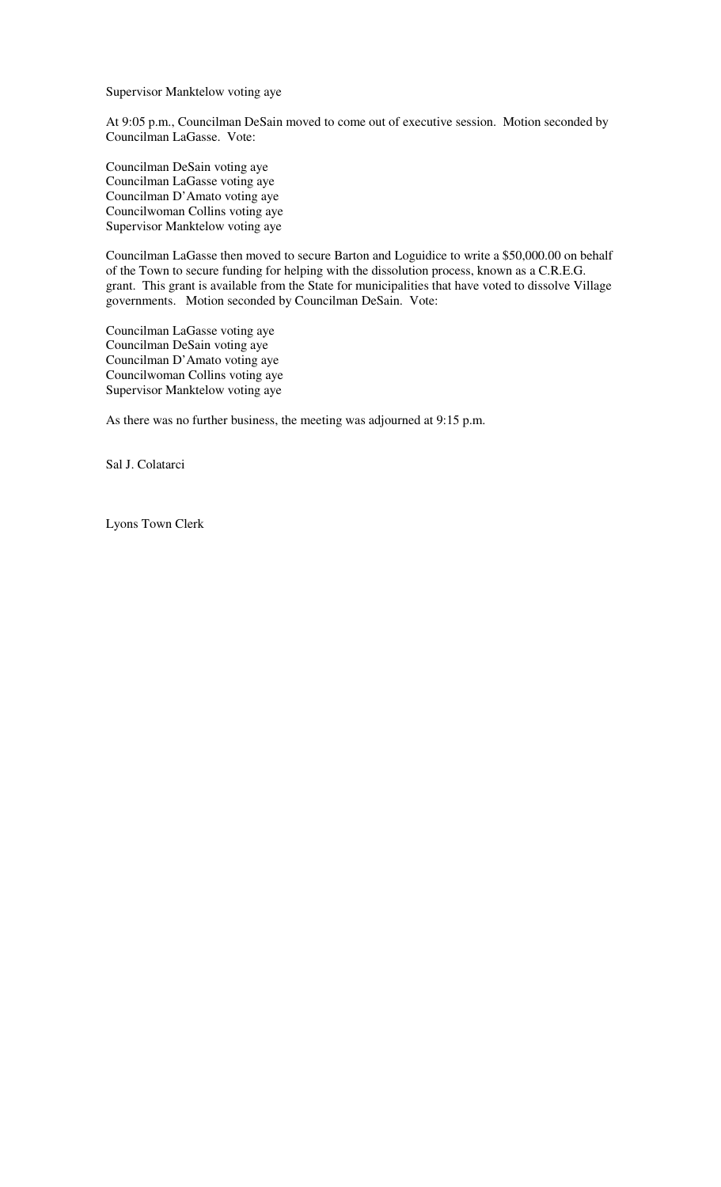Supervisor Manktelow voting aye

At 9:05 p.m., Councilman DeSain moved to come out of executive session. Motion seconded by Councilman LaGasse. Vote:

Councilman DeSain voting aye
Councilman LaGasse voting aye
Councilman D'Amato voting aye
Councilwoman Collins voting aye
Supervisor Manktelow voting aye

Councilman LaGasse then moved to secure Barton and Loguidice to write a $50,000.00 on behalf of the Town to secure funding for helping with the dissolution process, known as a C.R.E.G. grant. This grant is available from the State for municipalities that have voted to dissolve Village governments. Motion seconded by Councilman DeSain. Vote:

Councilman LaGasse voting aye
Councilman DeSain voting aye
Councilman D'Amato voting aye
Councilwoman Collins voting aye
Supervisor Manktelow voting aye

As there was no further business, the meeting was adjourned at 9:15 p.m.

Sal J. Colatarci

Lyons Town Clerk